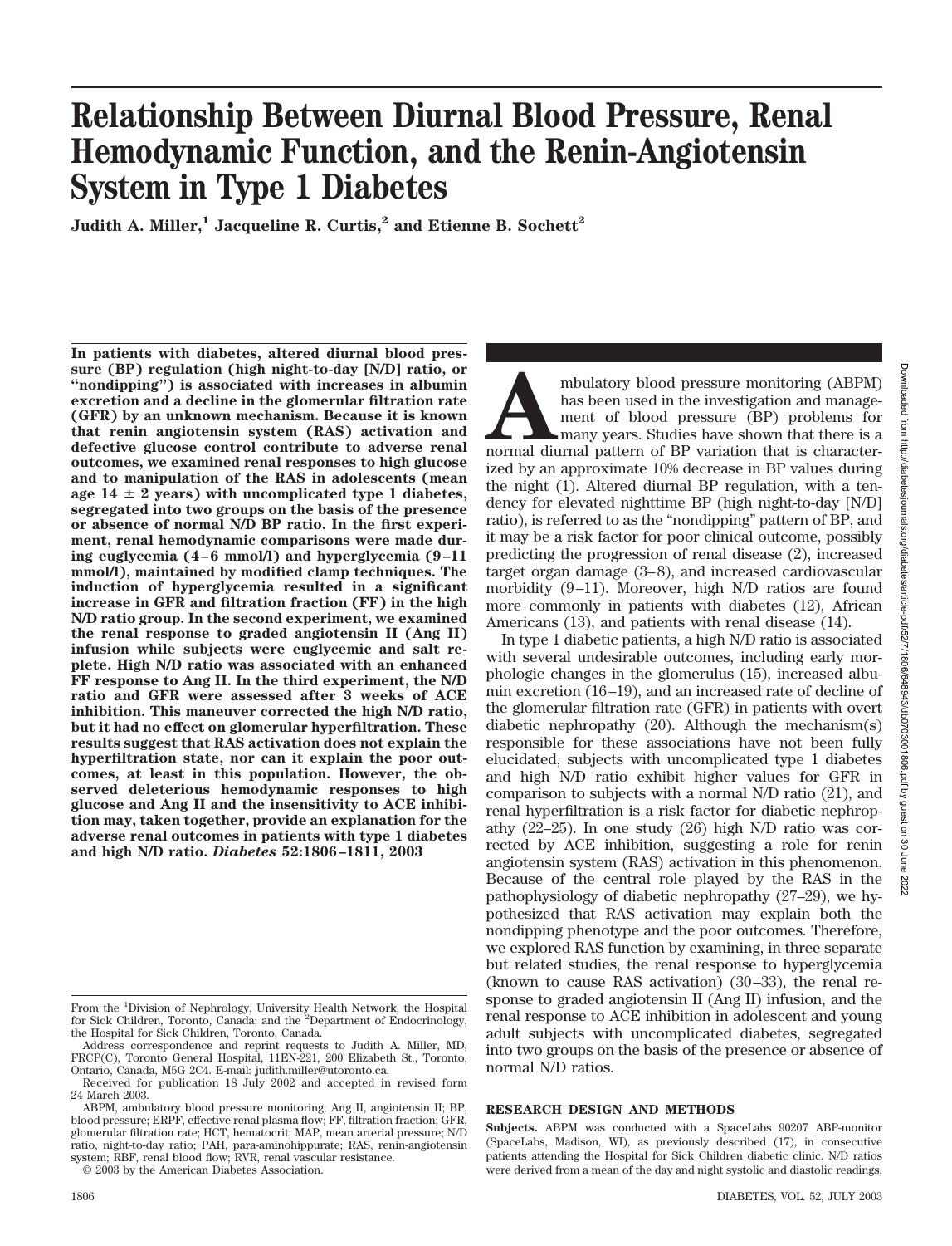# Relationship Between Diurnal Blood Pressure, Renal Hemodynamic Function, and the Renin-Angiotensin System in Type 1 Diabetes

**Judith A. Miller,[1] Jacqueline R. Curtis,[2] and Etienne B. Sochett[2]**

**In patients with diabetes, altered diurnal blood pressure (BP) regulation (high night-to-day [N/D] ratio, or "nondipping") is associated with increases in albumin excretion and a decline in the glomerular filtration rate (GFR) by an unknown mechanism. Because it is known that renin angiotensin system (RAS) activation and defective glucose control contribute to adverse renal outcomes, we examined renal responses to high glucose and to manipulation of the RAS in adolescents (mean age 14 ± 2 years) with uncomplicated type 1 diabetes, segregated into two groups on the basis of the presence or absence of normal N/D BP ratio. In the first experiment, renal hemodynamic comparisons were made during euglycemia (4–6 mmol/l) and hyperglycemia (9–11 mmol/l), maintained by modified clamp techniques. The induction of hyperglycemia resulted in a significant increase in GFR and filtration fraction (FF) in the high N/D ratio group. In the second experiment, we examined the renal response to graded angiotensin II (Ang II) infusion while subjects were euglycemic and salt replete. High N/D ratio was associated with an enhanced FF response to Ang II. In the third experiment, the N/D ratio and GFR were assessed after 3 weeks of ACE inhibition. This maneuver corrected the high N/D ratio, but it had no effect on glomerular hyperfiltration. These results suggest that RAS activation does not explain the hyperfiltration state, nor can it explain the poor outcomes, at least in this population. However, the observed deleterious hemodynamic responses to high glucose and Ang II and the insensitivity to ACE inhibition may, taken together, provide an explanation for the adverse renal outcomes in patients with type 1 diabetes and high N/D ratio.** ***Diabetes*** **52:1806–1811, 2003**

From the [1]Division of Nephrology, University Health Network, the Hospital for Sick Children, Toronto, Canada; and the [2]Department of Endocrinology, the Hospital for Sick Children, Toronto, Canada.

Address correspondence and reprint requests to Judith A. Miller, MD, FRCP(C), Toronto General Hospital, 11EN-221, 200 Elizabeth St., Toronto, Ontario, Canada, M5G 2C4. E-mail: judith.miller@utoronto.ca.

Received for publication 18 July 2002 and accepted in revised form 24 March 2003.

ABPM, ambulatory blood pressure monitoring; Ang II, angiotensin II; BP, blood pressure; ERPF, effective renal plasma flow; FF, filtration fraction; GFR, glomerular filtration rate; HCT, hematocrit; MAP, mean arterial pressure; N/D ratio, night-to-day ratio; PAH, para-aminohippurate; RAS, renin-angiotensin system; RBF, renal blood flow; RVR, renal vascular resistance.

© 2003 by the American Diabetes Association.

Ambulatory blood pressure monitoring (ABPM) has been used in the investigation and management of blood pressure (BP) problems for many years. Studies have shown that there is a normal diurnal pattern of BP variation that is characterized by an approximate 10% decrease in BP values during the night (1). Altered diurnal BP regulation, with a tendency for elevated nighttime BP (high night-to-day [N/D] ratio), is referred to as the "nondipping" pattern of BP, and it may be a risk factor for poor clinical outcome, possibly predicting the progression of renal disease (2), increased target organ damage (3–8), and increased cardiovascular morbidity (9–11). Moreover, high N/D ratios are found more commonly in patients with diabetes (12), African Americans (13), and patients with renal disease (14).

In type 1 diabetic patients, a high N/D ratio is associated with several undesirable outcomes, including early morphologic changes in the glomerulus (15), increased albumin excretion (16–19), and an increased rate of decline of the glomerular filtration rate (GFR) in patients with overt diabetic nephropathy (20). Although the mechanism(s) responsible for these associations have not been fully elucidated, subjects with uncomplicated type 1 diabetes and high N/D ratio exhibit higher values for GFR in comparison to subjects with a normal N/D ratio (21), and renal hyperfiltration is a risk factor for diabetic nephropathy (22–25). In one study (26) high N/D ratio was corrected by ACE inhibition, suggesting a role for renin angiotensin system (RAS) activation in this phenomenon. Because of the central role played by the RAS in the pathophysiology of diabetic nephropathy (27–29), we hypothesized that RAS activation may explain both the nondipping phenotype and the poor outcomes. Therefore, we explored RAS function by examining, in three separate but related studies, the renal response to hyperglycemia (known to cause RAS activation) (30–33), the renal response to graded angiotensin II (Ang II) infusion, and the renal response to ACE inhibition in adolescent and young adult subjects with uncomplicated diabetes, segregated into two groups on the basis of the presence or absence of normal N/D ratios.

## RESEARCH DESIGN AND METHODS

**Subjects.** ABPM was conducted with a SpaceLabs 90207 ABP-monitor (SpaceLabs, Madison, WI), as previously described (17), in consecutive patients attending the Hospital for Sick Children diabetic clinic. N/D ratios were derived from a mean of the day and night systolic and diastolic readings,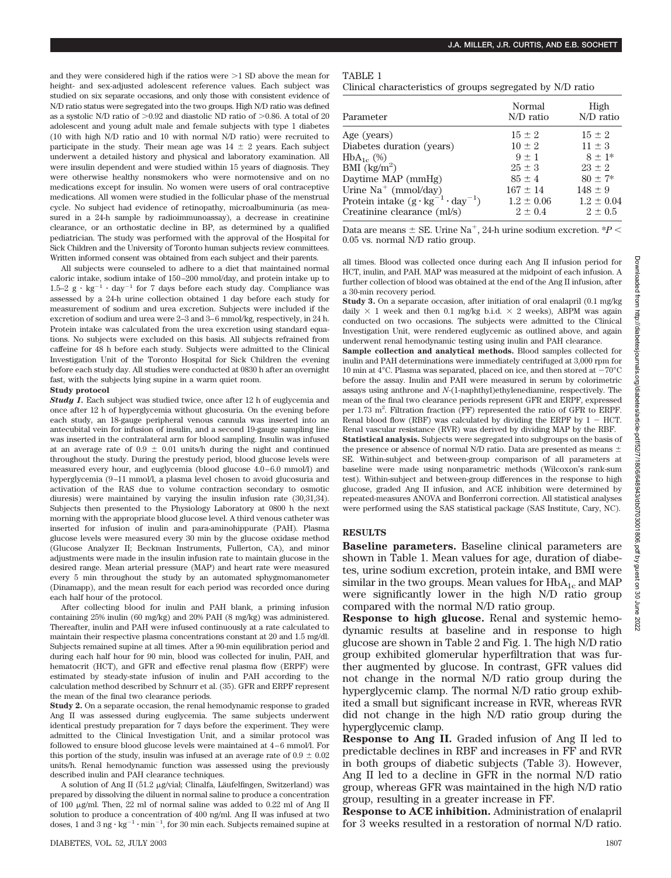and they were considered high if the ratios were >1 SD above the mean for height- and sex-adjusted adolescent reference values. Each subject was studied on six separate occasions, and only those with consistent evidence of N/D ratio status were segregated into the two groups. High N/D ratio was defined as a systolic N/D ratio of >0.92 and diastolic ND ratio of >0.86. A total of 20 adolescent and young adult male and female subjects with type 1 diabetes (10 with high N/D ratio and 10 with normal N/D ratio) were recruited to participate in the study. Their mean age was 14 ± 2 years. Each subject underwent a detailed history and physical and laboratory examination. All were insulin dependent and were studied within 15 years of diagnosis. They were otherwise healthy nonsmokers who were normotensive and on no medications except for insulin. No women were users of oral contraceptive medications. All women were studied in the follicular phase of the menstrual cycle. No subject had evidence of retinopathy, microalbuminuria (as measured in a 24-h sample by radioimmunoassay), a decrease in creatinine clearance, or an orthostatic decline in BP, as determined by a qualified pediatrician. The study was performed with the approval of the Hospital for Sick Children and the University of Toronto human subjects review committees. Written informed consent was obtained from each subject and their parents.

All subjects were counseled to adhere to a diet that maintained normal caloric intake, sodium intake of 150–200 mmol/day, and protein intake up to 1.5–2 $g \cdot kg^{-1} \cdot day^{-1}$ for 7 days before each study day. Compliance was assessed by a 24-h urine collection obtained 1 day before each study for measurement of sodium and urea excretion. Subjects were included if the excretion of sodium and urea were 2–3 and 3–6 mmol/kg, respectively, in 24 h. Protein intake was calculated from the urea excretion using standard equations. No subjects were excluded on this basis. All subjects refrained from caffeine for 48 h before each study. Subjects were admitted to the Clinical Investigation Unit of the Toronto Hospital for Sick Children the evening before each study day. All studies were conducted at 0830 h after an overnight fast, with the subjects lying supine in a warm quiet room.

**Study protocol**

***Study 1.*** Each subject was studied twice, once after 12 h of euglycemia and once after 12 h of hyperglycemia without glucosuria. On the evening before each study, an 18-gauge peripheral venous cannula was inserted into an antecubital vein for infusion of insulin, and a second 19-gauge sampling line was inserted in the contralateral arm for blood sampling. Insulin was infused at an average rate of 0.9 ± 0.01 units/h during the night and continued throughout the study. During the prestudy period, blood glucose levels were measured every hour, and euglycemia (blood glucose 4.0–6.0 mmol/l) and hyperglycemia (9–11 mmol/l, a plasma level chosen to avoid glucosuria and activation of the RAS due to volume contraction secondary to osmotic diuresis) were maintained by varying the insulin infusion rate (30,31,34). Subjects then presented to the Physiology Laboratory at 0800 h the next morning with the appropriate blood glucose level. A third venous catheter was inserted for infusion of inulin and para-aminohippurate (PAH). Plasma glucose levels were measured every 30 min by the glucose oxidase method (Glucose Analyzer II; Beckman Instruments, Fullerton, CA), and minor adjustments were made in the insulin infusion rate to maintain glucose in the desired range. Mean arterial pressure (MAP) and heart rate were measured every 5 min throughout the study by an automated sphygmomanometer (Dinamapp), and the mean result for each period was recorded once during each half hour of the protocol.

After collecting blood for inulin and PAH blank, a priming infusion containing 25% inulin (60 mg/kg) and 20% PAH (8 mg/kg) was administered. Thereafter, inulin and PAH were infused continuously at a rate calculated to maintain their respective plasma concentrations constant at 20 and 1.5 mg/dl. Subjects remained supine at all times. After a 90-min equilibration period and during each half hour for 90 min, blood was collected for inulin, PAH, and hematocrit (HCT), and GFR and effective renal plasma flow (ERPF) were estimated by steady-state infusion of inulin and PAH according to the calculation method described by Schnurr et al. (35). GFR and ERPF represent the mean of the final two clearance periods.

***Study 2.*** On a separate occasion, the renal hemodynamic response to graded Ang II was assessed during euglycemia. The same subjects underwent identical prestudy preparation for 7 days before the experiment. They were admitted to the Clinical Investigation Unit, and a similar protocol was followed to ensure blood glucose levels were maintained at 4–6 mmol/l. For this portion of the study, insulin was infused at an average rate of 0.9 ± 0.02 units/h. Renal hemodynamic function was assessed using the previously described inulin and PAH clearance techniques.

A solution of Ang II (51.2 μg/vial; Clinalfa, Läufelfingen, Switzerland) was prepared by dissolving the diluent in normal saline to produce a concentration of 100 μg/ml. Then, 22 ml of normal saline was added to 0.22 ml of Ang II solution to produce a concentration of 400 ng/ml. Ang II was infused at two doses, 1 and 3 $ng \cdot kg^{-1} \cdot min^{-1}$, for 30 min each. Subjects remained supine at all times. Blood was collected once during each Ang II infusion period for HCT, inulin, and PAH. MAP was measured at the midpoint of each infusion. A further collection of blood was obtained at the end of the Ang II infusion, after a 30-min recovery period.

**Study 3.** On a separate occasion, after initiation of oral enalapril (0.1 mg/kg daily × 1 week and then 0.1 mg/kg b.i.d. × 2 weeks), ABPM was again conducted on two occasions. The subjects were admitted to the Clinical Investigation Unit, were rendered euglycemic as outlined above, and again underwent renal hemodynamic testing using inulin and PAH clearance.

**Sample collection and analytical methods.** Blood samples collected for inulin and PAH determinations were immediately centrifuged at 3,000 rpm for 10 min at 4°C. Plasma was separated, placed on ice, and then stored at −70°C before the assay. Inulin and PAH were measured in serum by colorimetric assays using anthrone and *N*-(1-naphthyl)ethylenediamine, respectively. The mean of the final two clearance periods represent GFR and ERPF, expressed per 1.73 $m^2$. Filtration fraction (FF) represented the ratio of GFR to ERPF. Renal blood flow (RBF) was calculated by dividing the ERPF by 1 − HCT. Renal vascular resistance (RVR) was derived by dividing MAP by the RBF.

**Statistical analysis.** Subjects were segregated into subgroups on the basis of the presence or absence of normal N/D ratio. Data are presented as means ± SE. Within-subject and between-group comparison of all parameters at baseline were made using nonparametric methods (Wilcoxon's rank-sum test). Within-subject and between-group differences in the response to high glucose, graded Ang II infusion, and ACE inhibition were determined by repeated-measures ANOVA and Bonferroni correction. All statistical analyses were performed using the SAS statistical package (SAS Institute, Cary, NC).

TABLE 1
Clinical characteristics of groups segregated by N/D ratio

| Parameter | Normal N/D ratio | High N/D ratio |
|---|---|---|
| Age (years) | 15 ± 2 | 15 ± 2 |
| Diabetes duration (years) | 10 ± 2 | 11 ± 3 |
| $HbA_{1c}$ (%) | 9 ± 1 | 8 ± 1* |
| BMI ($kg/m^2$) | 25 ± 3 | 23 ± 2 |
| Daytime MAP (mmHg) | 85 ± 4 | 80 ± 7* |
| Urine $Na^+$ (mmol/day) | 167 ± 14 | 148 ± 9 |
| Protein intake ($g \cdot kg^{-1} \cdot day^{-1}$) | 1.2 ± 0.06 | 1.2 ± 0.04 |
| Creatinine clearance (ml/s) | 2 ± 0.4 | 2 ± 0.5 |

Data are means ± SE. Urine $Na^+$, 24-h urine sodium excretion. *$P < 0.05$ vs. normal N/D ratio group.

## RESULTS

**Baseline parameters.** Baseline clinical parameters are shown in Table 1. Mean values for age, duration of diabetes, urine sodium excretion, protein intake, and BMI were similar in the two groups. Mean values for $HbA_{1c}$ and MAP were significantly lower in the high N/D ratio group compared with the normal N/D ratio group.

**Response to high glucose.** Renal and systemic hemodynamic results at baseline and in response to high glucose are shown in Table 2 and Fig. 1. The high N/D ratio group exhibited glomerular hyperfiltration that was further augmented by glucose. In contrast, GFR values did not change in the normal N/D ratio group during the hyperglycemic clamp. The normal N/D ratio group exhibited a small but significant increase in RVR, whereas RVR did not change in the high N/D ratio group during the hyperglycemic clamp.

**Response to Ang II.** Graded infusion of Ang II led to predictable declines in RBF and increases in FF and RVR in both groups of diabetic subjects (Table 3). However, Ang II led to a decline in GFR in the normal N/D ratio group, whereas GFR was maintained in the high N/D ratio group, resulting in a greater increase in FF.

**Response to ACE inhibition.** Administration of enalapril for 3 weeks resulted in a restoration of normal N/D ratio.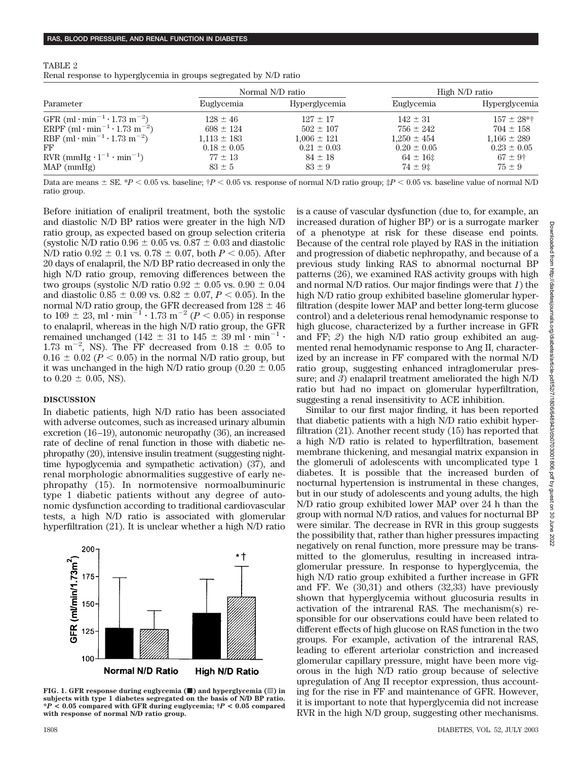TABLE 2

Renal response to hyperglycemia in groups segregated by N/D ratio

| Parameter | Normal N/D ratio | | High N/D ratio | |
|---|---|---|---|---|
| | Euglycemia | Hyperglycemia | Euglycemia | Hyperglycemia |
| GFR ($ml \cdot min^{-1} \cdot 1.73\ m^{-2}$) | 128 ± 46 | 127 ± 17 | 142 ± 31 | 157 ± 28*† |
| ERPF ($ml \cdot min^{-1} \cdot 1.73\ m^{-2}$) | 698 ± 124 | 502 ± 107 | 756 ± 242 | 704 ± 158 |
| RBF ($ml \cdot min^{-1} \cdot 1.73\ m^{-2}$) | 1,113 ± 183 | 1,006 ± 121 | 1,250 ± 454 | 1,166 ± 289 |
| FF | 0.18 ± 0.05 | 0.21 ± 0.03 | 0.20 ± 0.05 | 0.23 ± 0.05 |
| RVR ($mmHg \cdot l^{-1} \cdot min^{-1}$) | 77 ± 13 | 84 ± 18 | 64 ± 16‡ | 67 ± 9† |
| MAP (mmHg) | 83 ± 5 | 83 ± 9 | 74 ± 9‡ | 75 ± 9 |

Data are means ± SE. *$P < 0.05$ vs. baseline; †$P < 0.05$ vs. response of normal N/D ratio group; ‡$P < 0.05$ vs. baseline value of normal N/D ratio group.

Before initiation of enalipril treatment, both the systolic and diastolic N/D BP ratios were greater in the high N/D ratio group, as expected based on group selection criteria (systolic N/D ratio 0.96 ± 0.05 vs. 0.87 ± 0.03 and diastolic N/D ratio 0.92 ± 0.1 vs. 0.78 ± 0.07, both $P < 0.05$). After 20 days of enalapril, the N/D BP ratio decreased in only the high N/D ratio group, removing differences between the two groups (systolic N/D ratio 0.92 ± 0.05 vs. 0.90 ± 0.04 and diastolic 0.85 ± 0.09 vs. 0.82 ± 0.07, $P < 0.05$). In the normal N/D ratio group, the GFR decreased from 128 ± 46 to 109 ± 23, $ml \cdot min^{-1} \cdot 1.73\ m^{-2}$ ($P < 0.05$) in response to enalapril, whereas in the high N/D ratio group, the GFR remained unchanged (142 ± 31 to 145 ± 39 $ml \cdot min^{-1} \cdot 1.73\ m^{-2}$, NS). The FF decreased from 0.18 ± 0.05 to 0.16 ± 0.02 ($P < 0.05$) in the normal N/D ratio group, but it was unchanged in the high N/D ratio group (0.20 ± 0.05 to 0.20 ± 0.05, NS).

## DISCUSSION

In diabetic patients, high N/D ratio has been associated with adverse outcomes, such as increased urinary albumin excretion (16–19), autonomic neuropathy (36), an increased rate of decline of renal function in those with diabetic nephropathy (20), intensive insulin treatment (suggesting nighttime hypoglycemia and sympathetic activation) (37), and renal morphologic abnormalities suggestive of early nephropathy (15). In normotensive normoalbuminuric type 1 diabetic patients without any degree of autonomic dysfunction according to traditional cardiovascular tests, a high N/D ratio is associated with glomerular hyperfiltration (21). It is unclear whether a high N/D ratio is a cause of vascular dysfunction (due to, for example, an increased duration of higher BP) or is a surrogate marker of a phenotype at risk for these disease end points. Because of the central role played by RAS in the initiation and progression of diabetic nephropathy, and because of a previous study linking RAS to abnormal nocturnal BP patterns (26), we examined RAS activity groups with high and normal N/D ratios. Our major findings were that *1*) the high N/D ratio group exhibited baseline glomerular hyperfiltration (despite lower MAP and better long-term glucose control) and a deleterious renal hemodynamic response to high glucose, characterized by a further increase in GFR and FF; *2*) the high N/D ratio group exhibited an augmented renal hemodynamic response to Ang II, characterized by an increase in FF compared with the normal N/D ratio group, suggesting enhanced intraglomerular pressure; and *3*) enalapril treatment ameliorated the high N/D ratio but had no impact on glomerular hyperfiltration, suggesting a renal insensitivity to ACE inhibition.

FIG. 1. GFR response during euglycemia (■) and hyperglycemia (▨) in subjects with type 1 diabetes segregated on the basis of N/D BP ratio. *$P < 0.05$ compared with GFR during euglycemia; †$P < 0.05$ compared with response of normal N/D ratio group.

Similar to our first major finding, it has been reported that diabetic patients with a high N/D ratio exhibit hyperfiltration (21). Another recent study (15) has reported that a high N/D ratio is related to hyperfiltration, basement membrane thickening, and mesangial matrix expansion in the glomeruli of adolescents with uncomplicated type 1 diabetes. It is possible that the increased burden of nocturnal hypertension is instrumental in these changes, but in our study of adolescents and young adults, the high N/D ratio group exhibited lower MAP over 24 h than the group with normal N/D ratios, and values for nocturnal BP were similar. The decrease in RVR in this group suggests the possibility that, rather than higher pressures impacting negatively on renal function, more pressure may be transmitted to the glomerulus, resulting in increased intraglomerular pressure. In response to hyperglycemia, the high N/D ratio group exhibited a further increase in GFR and FF. We (30,31) and others (32,33) have previously shown that hyperglycemia without glucosuria results in activation of the intrarenal RAS. The mechanism(s) responsible for our observations could have been related to different effects of high glucose on RAS function in the two groups. For example, activation of the intrarenal RAS, leading to efferent arteriolar constriction and increased glomerular capillary pressure, might have been more vigorous in the high N/D ratio group because of selective upregulation of Ang II receptor expression, thus accounting for the rise in FF and maintenance of GFR. However, it is important to note that hyperglycemia did not increase RVR in the high N/D group, suggesting other mechanisms.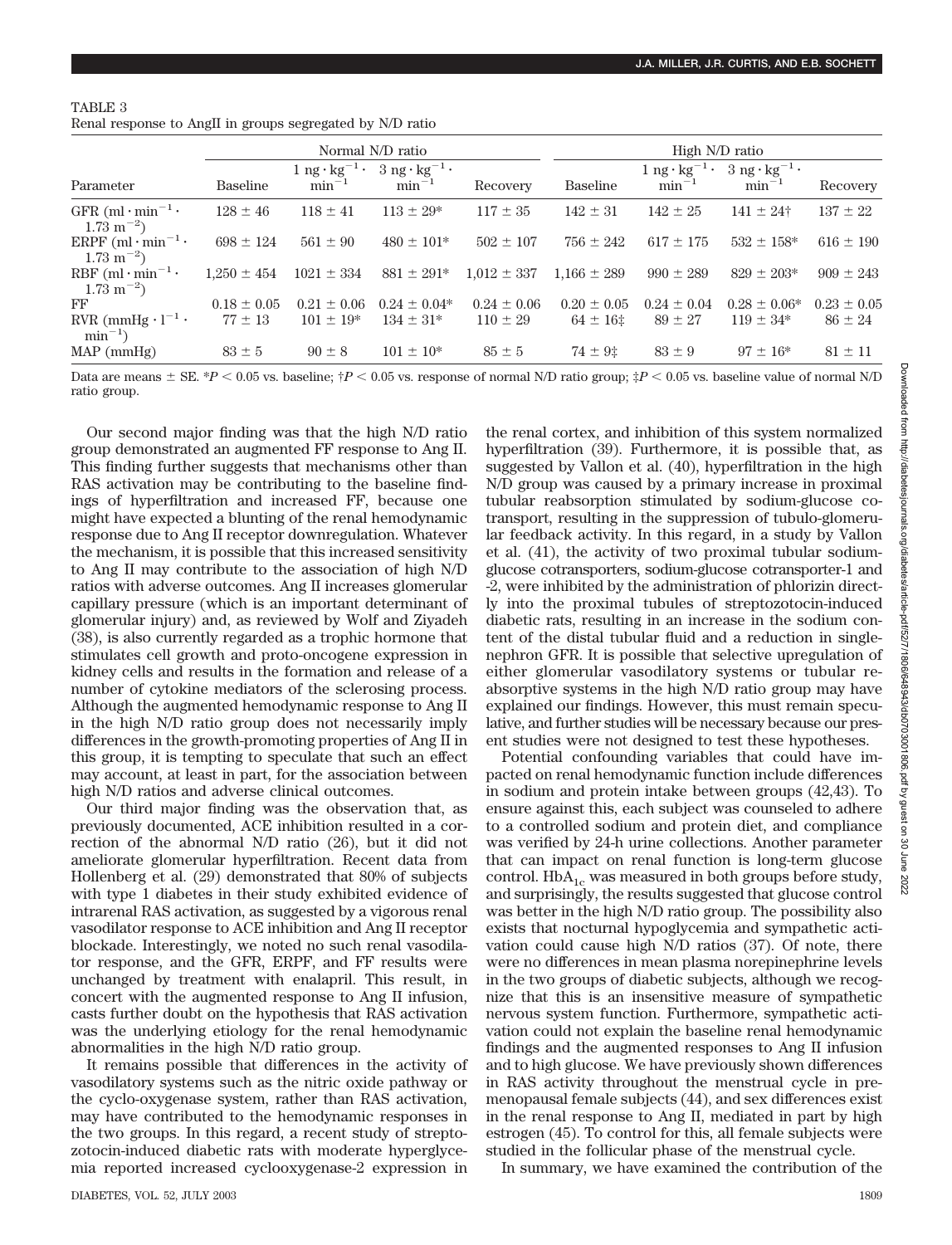TABLE 3
Renal response to AngII in groups segregated by N/D ratio

| | Normal N/D ratio | | | | High N/D ratio | | | |
|---|---|---|---|---|---|---|---|---|
| Parameter | Baseline | $1\ ng \cdot kg^{-1} \cdot min^{-1}$ | $3\ ng \cdot kg^{-1} \cdot min^{-1}$ | Recovery | Baseline | $1\ ng \cdot kg^{-1} \cdot min^{-1}$ | $3\ ng \cdot kg^{-1} \cdot min^{-1}$ | Recovery |
| GFR ($ml \cdot min^{-1} \cdot 1.73\ m^{-2}$) | 128 ± 46 | 118 ± 41 | 113 ± 29* | 117 ± 35 | 142 ± 31 | 142 ± 25 | 141 ± 24† | 137 ± 22 |
| ERPF ($ml \cdot min^{-1} \cdot 1.73\ m^{-2}$) | 698 ± 124 | 561 ± 90 | 480 ± 101* | 502 ± 107 | 756 ± 242 | 617 ± 175 | 532 ± 158* | 616 ± 190 |
| RBF ($ml \cdot min^{-1} \cdot 1.73\ m^{-2}$) | 1,250 ± 454 | 1021 ± 334 | 881 ± 291* | 1,012 ± 337 | 1,166 ± 289 | 990 ± 289 | 829 ± 203* | 909 ± 243 |
| FF | 0.18 ± 0.05 | 0.21 ± 0.06 | 0.24 ± 0.04* | 0.24 ± 0.06 | 0.20 ± 0.05 | 0.24 ± 0.04 | 0.28 ± 0.06* | 0.23 ± 0.05 |
| RVR ($mmHg \cdot l^{-1} \cdot min^{-1}$) | 77 ± 13 | 101 ± 19* | 134 ± 31* | 110 ± 29 | 64 ± 16‡ | 89 ± 27 | 119 ± 34* | 86 ± 24 |
| MAP (mmHg) | 83 ± 5 | 90 ± 8 | 101 ± 10* | 85 ± 5 | 74 ± 9‡ | 83 ± 9 | 97 ± 16* | 81 ± 11 |

Data are means ± SE. *$P < 0.05$ vs. baseline; †$P < 0.05$ vs. response of normal N/D ratio group; ‡$P < 0.05$ vs. baseline value of normal N/D ratio group.

Our second major finding was that the high N/D ratio group demonstrated an augmented FF response to Ang II. This finding further suggests that mechanisms other than RAS activation may be contributing to the baseline findings of hyperfiltration and increased FF, because one might have expected a blunting of the renal hemodynamic response due to Ang II receptor downregulation. Whatever the mechanism, it is possible that this increased sensitivity to Ang II may contribute to the association of high N/D ratios with adverse outcomes. Ang II increases glomerular capillary pressure (which is an important determinant of glomerular injury) and, as reviewed by Wolf and Ziyadeh (38), is also currently regarded as a trophic hormone that stimulates cell growth and proto-oncogene expression in kidney cells and results in the formation and release of a number of cytokine mediators of the sclerosing process. Although the augmented hemodynamic response to Ang II in the high N/D ratio group does not necessarily imply differences in the growth-promoting properties of Ang II in this group, it is tempting to speculate that such an effect may account, at least in part, for the association between high N/D ratios and adverse clinical outcomes.

Our third major finding was the observation that, as previously documented, ACE inhibition resulted in a correction of the abnormal N/D ratio (26), but it did not ameliorate glomerular hyperfiltration. Recent data from Hollenberg et al. (29) demonstrated that 80% of subjects with type 1 diabetes in their study exhibited evidence of intrarenal RAS activation, as suggested by a vigorous renal vasodilator response to ACE inhibition and Ang II receptor blockade. Interestingly, we noted no such renal vasodilator response, and the GFR, ERPF, and FF results were unchanged by treatment with enalapril. This result, in concert with the augmented response to Ang II infusion, casts further doubt on the hypothesis that RAS activation was the underlying etiology for the renal hemodynamic abnormalities in the high N/D ratio group.

It remains possible that differences in the activity of vasodilatory systems such as the nitric oxide pathway or the cyclo-oxygenase system, rather than RAS activation, may have contributed to the hemodynamic responses in the two groups. In this regard, a recent study of streptozotocin-induced diabetic rats with moderate hyperglycemia reported increased cyclooxygenase-2 expression in the renal cortex, and inhibition of this system normalized hyperfiltration (39). Furthermore, it is possible that, as suggested by Vallon et al. (40), hyperfiltration in the high N/D group was caused by a primary increase in proximal tubular reabsorption stimulated by sodium-glucose cotransport, resulting in the suppression of tubulo-glomerular feedback activity. In this regard, in a study by Vallon et al. (41), the activity of two proximal tubular sodium-glucose cotransporters, sodium-glucose cotransporter-1 and -2, were inhibited by the administration of phlorizin directly into the proximal tubules of streptozotocin-induced diabetic rats, resulting in an increase in the sodium content of the distal tubular fluid and a reduction in single-nephron GFR. It is possible that selective upregulation of either glomerular vasodilatory systems or tubular reabsorptive systems in the high N/D ratio group may have explained our findings. However, this must remain speculative, and further studies will be necessary because our present studies were not designed to test these hypotheses.

Potential confounding variables that could have impacted on renal hemodynamic function include differences in sodium and protein intake between groups (42,43). To ensure against this, each subject was counseled to adhere to a controlled sodium and protein diet, and compliance was verified by 24-h urine collections. Another parameter that can impact on renal function is long-term glucose control. $HbA_{1c}$ was measured in both groups before study, and surprisingly, the results suggested that glucose control was better in the high N/D ratio group. The possibility also exists that nocturnal hypoglycemia and sympathetic activation could cause high N/D ratios (37). Of note, there were no differences in mean plasma norepinephrine levels in the two groups of diabetic subjects, although we recognize that this is an insensitive measure of sympathetic nervous system function. Furthermore, sympathetic activation could not explain the baseline renal hemodynamic findings and the augmented responses to Ang II infusion and to high glucose. We have previously shown differences in RAS activity throughout the menstrual cycle in premenopausal female subjects (44), and sex differences exist in the renal response to Ang II, mediated in part by high estrogen (45). To control for this, all female subjects were studied in the follicular phase of the menstrual cycle.

In summary, we have examined the contribution of the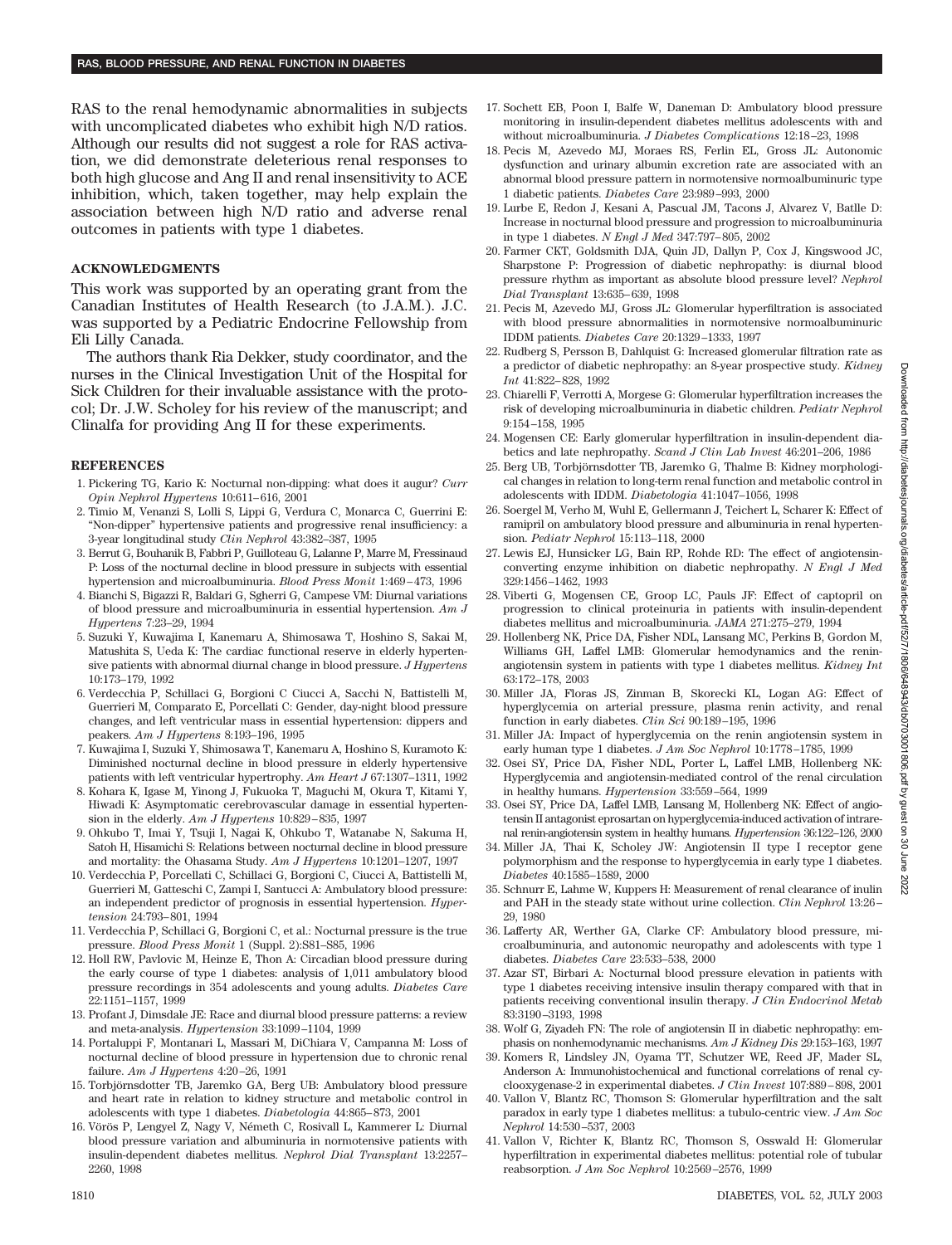RAS to the renal hemodynamic abnormalities in subjects with uncomplicated diabetes who exhibit high N/D ratios. Although our results did not suggest a role for RAS activation, we did demonstrate deleterious renal responses to both high glucose and Ang II and renal insensitivity to ACE inhibition, which, taken together, may help explain the association between high N/D ratio and adverse renal outcomes in patients with type 1 diabetes.

## ACKNOWLEDGMENTS

This work was supported by an operating grant from the Canadian Institutes of Health Research (to J.A.M.). J.C. was supported by a Pediatric Endocrine Fellowship from Eli Lilly Canada.

The authors thank Ria Dekker, study coordinator, and the nurses in the Clinical Investigation Unit of the Hospital for Sick Children for their invaluable assistance with the protocol; Dr. J.W. Scholey for his review of the manuscript; and Clinalfa for providing Ang II for these experiments.

## REFERENCES

1. Pickering TG, Kario K: Nocturnal non-dipping: what does it augur? *Curr Opin Nephrol Hypertens* 10:611–616, 2001
2. Timio M, Venanzi S, Lolli S, Lippi G, Verdura C, Monarca C, Guerrini E: "Non-dipper" hypertensive patients and progressive renal insufficiency: a 3-year longitudinal study *Clin Nephrol* 43:382–387, 1995
3. Berrut G, Bouhanik B, Fabbri P, Guilloteau G, Lalanne P, Marre M, Fressinaud P: Loss of the nocturnal decline in blood pressure in subjects with essential hypertension and microalbuminuria. *Blood Press Monit* 1:469–473, 1996
4. Bianchi S, Bigazzi R, Baldari G, Sgherri G, Campese VM: Diurnal variations of blood pressure and microalbuminuria in essential hypertension. *Am J Hypertens* 7:23–29, 1994
5. Suzuki Y, Kuwajima I, Kanemaru A, Shimosawa T, Hoshino S, Sakai M, Matushita S, Ueda K: The cardiac functional reserve in elderly hypertensive patients with abnormal diurnal change in blood pressure. *J Hypertens* 10:173–179, 1992
6. Verdecchia P, Schillaci G, Borgioni C Ciucci A, Sacchi N, Battistelli M, Guerrieri M, Comparato E, Porcellati C: Gender, day-night blood pressure changes, and left ventricular mass in essential hypertension: dippers and peakers. *Am J Hypertens* 8:193–196, 1995
7. Kuwajima I, Suzuki Y, Shimosawa T, Kanemaru A, Hoshino S, Kuramoto K: Diminished nocturnal decline in blood pressure in elderly hypertensive patients with left ventricular hypertrophy. *Am Heart J* 67:1307–1311, 1992
8. Kohara K, Igase M, Yinong J, Fukuoka T, Maguchi M, Okura T, Kitami Y, Hiwadi K: Asymptomatic cerebrovascular damage in essential hypertension in the elderly. *Am J Hypertens* 10:829–835, 1997
9. Ohkubo T, Imai Y, Tsuji I, Nagai K, Ohkubo T, Watanabe N, Sakuma H, Satoh H, Hisamichi S: Relations between nocturnal decline in blood pressure and mortality: the Ohasama Study. *Am J Hypertens* 10:1201–1207, 1997
10. Verdecchia P, Porcellati C, Schillaci G, Borgioni C, Ciucci A, Battistelli M, Guerrieri M, Gatteschi C, Zampi I, Santucci A: Ambulatory blood pressure: an independent predictor of prognosis in essential hypertension. *Hypertension* 24:793–801, 1994
11. Verdecchia P, Schillaci G, Borgioni C, et al.: Nocturnal pressure is the true pressure. *Blood Press Monit* 1 (Suppl. 2):S81–S85, 1996
12. Holl RW, Pavlovic M, Heinze E, Thon A: Circadian blood pressure during the early course of type 1 diabetes: analysis of 1,011 ambulatory blood pressure recordings in 354 adolescents and young adults. *Diabetes Care* 22:1151–1157, 1999
13. Profant J, Dimsdale JE: Race and diurnal blood pressure patterns: a review and meta-analysis. *Hypertension* 33:1099–1104, 1999
14. Portaluppi F, Montanari L, Massari M, DiChiara V, Campanna M: Loss of nocturnal decline of blood pressure in hypertension due to chronic renal failure. *Am J Hypertens* 4:20–26, 1991
15. Torbjörnsdotter TB, Jaremko GA, Berg UB: Ambulatory blood pressure and heart rate in relation to kidney structure and metabolic control in adolescents with type 1 diabetes. *Diabetologia* 44:865–873, 2001
16. Vörös P, Lengyel Z, Nagy V, Németh C, Rosivall L, Kammerer L: Diurnal blood pressure variation and albuminuria in normotensive patients with insulin-dependent diabetes mellitus. *Nephrol Dial Transplant* 13:2257–2260, 1998
17. Sochett EB, Poon I, Balfe W, Daneman D: Ambulatory blood pressure monitoring in insulin-dependent diabetes mellitus adolescents with and without microalbuminuria. *J Diabetes Complications* 12:18–23, 1998
18. Pecis M, Azevedo MJ, Moraes RS, Ferlin EL, Gross JL: Autonomic dysfunction and urinary albumin excretion rate are associated with an abnormal blood pressure pattern in normotensive normoalbuminuric type 1 diabetic patients. *Diabetes Care* 23:989–993, 2000
19. Lurbe E, Redon J, Kesani A, Pascual JM, Tacons J, Alvarez V, Batlle D: Increase in nocturnal blood pressure and progression to microalbuminuria in type 1 diabetes. *N Engl J Med* 347:797–805, 2002
20. Farmer CKT, Goldsmith DJA, Quin JD, Dallyn P, Cox J, Kingswood JC, Sharpstone P: Progression of diabetic nephropathy: is diurnal blood pressure rhythm as important as absolute blood pressure level? *Nephrol Dial Transplant* 13:635–639, 1998
21. Pecis M, Azevedo MJ, Gross JL: Glomerular hyperfiltration is associated with blood pressure abnormalities in normotensive normoalbuminuric IDDM patients. *Diabetes Care* 20:1329–1333, 1997
22. Rudberg S, Persson B, Dahlquist G: Increased glomerular filtration rate as a predictor of diabetic nephropathy: an 8-year prospective study. *Kidney Int* 41:822–828, 1992
23. Chiarelli F, Verrotti A, Morgese G: Glomerular hyperfiltration increases the risk of developing microalbuminuria in diabetic children. *Pediatr Nephrol* 9:154–158, 1995
24. Mogensen CE: Early glomerular hyperfiltration in insulin-dependent diabetics and late nephropathy. *Scand J Clin Lab Invest* 46:201–206, 1986
25. Berg UB, Torbjörnsdotter TB, Jaremko G, Thalme B: Kidney morphological changes in relation to long-term renal function and metabolic control in adolescents with IDDM. *Diabetologia* 41:1047–1056, 1998
26. Soergel M, Verho M, Wuhl E, Gellermann J, Teichert L, Scharer K: Effect of ramipril on ambulatory blood pressure and albuminuria in renal hypertension. *Pediatr Nephrol* 15:113–118, 2000
27. Lewis EJ, Hunsicker LG, Bain RP, Rohde RD: The effect of angiotensin-converting enzyme inhibition on diabetic nephropathy. *N Engl J Med* 329:1456–1462, 1993
28. Viberti G, Mogensen CE, Groop LC, Pauls JF: Effect of captopril on progression to clinical proteinuria in patients with insulin-dependent diabetes mellitus and microalbuminuria. *JAMA* 271:275–279, 1994
29. Hollenberg NK, Price DA, Fisher NDL, Lansang MC, Perkins B, Gordon M, Williams GH, Laffel LMB: Glomerular hemodynamics and the renin-angiotensin system in patients with type 1 diabetes mellitus. *Kidney Int* 63:172–178, 2003
30. Miller JA, Floras JS, Zinman B, Skorecki KL, Logan AG: Effect of hyperglycemia on arterial pressure, plasma renin activity, and renal function in early diabetes. *Clin Sci* 90:189–195, 1996
31. Miller JA: Impact of hyperglycemia on the renin angiotensin system in early human type 1 diabetes. *J Am Soc Nephrol* 10:1778–1785, 1999
32. Osei SY, Price DA, Fisher NDL, Porter L, Laffel LMB, Hollenberg NK: Hyperglycemia and angiotensin-mediated control of the renal circulation in healthy humans. *Hypertension* 33:559–564, 1999
33. Osei SY, Price DA, Laffel LMB, Lansang M, Hollenberg NK: Effect of angiotensin II antagonist eprosartan on hyperglycemia-induced activation of intrarenal renin-angiotensin system in healthy humans. *Hypertension* 36:122–126, 2000
34. Miller JA, Thai K, Scholey JW: Angiotensin II type I receptor gene polymorphism and the response to hyperglycemia in early type 1 diabetes. *Diabetes* 40:1585–1589, 2000
35. Schnurr E, Lahme W, Kuppers H: Measurement of renal clearance of inulin and PAH in the steady state without urine collection. *Clin Nephrol* 13:26–29, 1980
36. Lafferty AR, Werther GA, Clarke CF: Ambulatory blood pressure, microalbuminuria, and autonomic neuropathy and adolescents with type 1 diabetes. *Diabetes Care* 23:533–538, 2000
37. Azar ST, Birbari A: Nocturnal blood pressure elevation in patients with type 1 diabetes receiving intensive insulin therapy compared with that in patients receiving conventional insulin therapy. *J Clin Endocrinol Metab* 83:3190–3193, 1998
38. Wolf G, Ziyadeh FN: The role of angiotensin II in diabetic nephropathy: emphasis on nonhemodynamic mechanisms. *Am J Kidney Dis* 29:153–163, 1997
39. Komers R, Lindsley JN, Oyama TT, Schutzer WE, Reed JF, Mader SL, Anderson A: Immunohistochemical and functional correlations of renal cyclooxygenase-2 in experimental diabetes. *J Clin Invest* 107:889–898, 2001
40. Vallon V, Blantz RC, Thomson S: Glomerular hyperfiltration and the salt paradox in early type 1 diabetes mellitus: a tubulo-centric view. *J Am Soc Nephrol* 14:530–537, 2003
41. Vallon V, Richter K, Blantz RC, Thomson S, Osswald H: Glomerular hyperfiltration in experimental diabetes mellitus: potential role of tubular reabsorption. *J Am Soc Nephrol* 10:2569–2576, 1999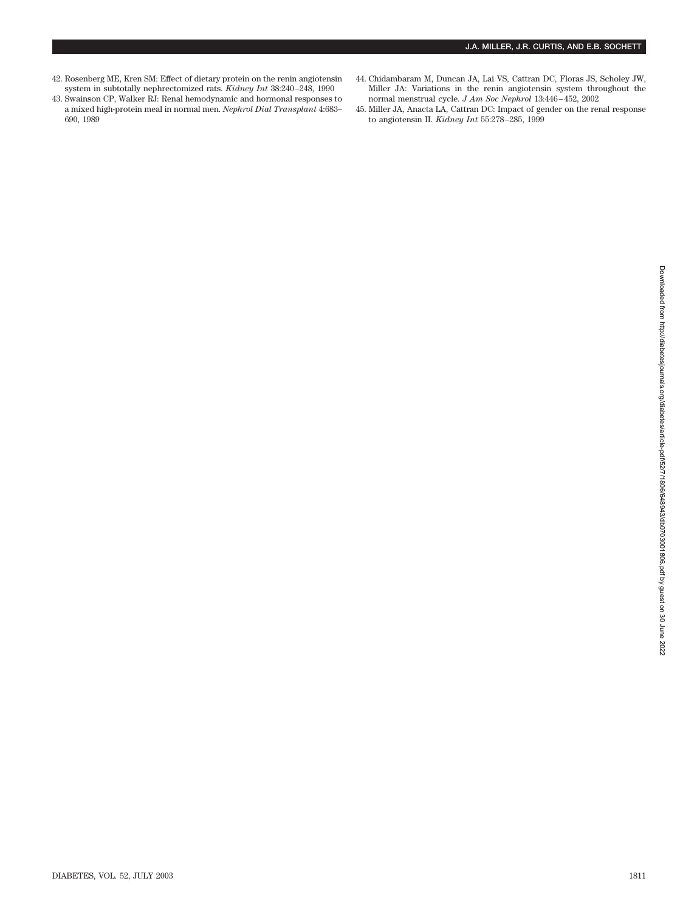42. Rosenberg ME, Kren SM: Effect of dietary protein on the renin angiotensin system in subtotally nephrectomized rats. *Kidney Int* 38:240–248, 1990
43. Swainson CP, Walker RJ: Renal hemodynamic and hormonal responses to a mixed high-protein meal in normal men. *Nephrol Dial Transplant* 4:683–690, 1989
44. Chidambaram M, Duncan JA, Lai VS, Cattran DC, Floras JS, Scholey JW, Miller JA: Variations in the renin angiotensin system throughout the normal menstrual cycle. *J Am Soc Nephrol* 13:446–452, 2002
45. Miller JA, Anacta LA, Cattran DC: Impact of gender on the renal response to angiotensin II. *Kidney Int* 55:278–285, 1999